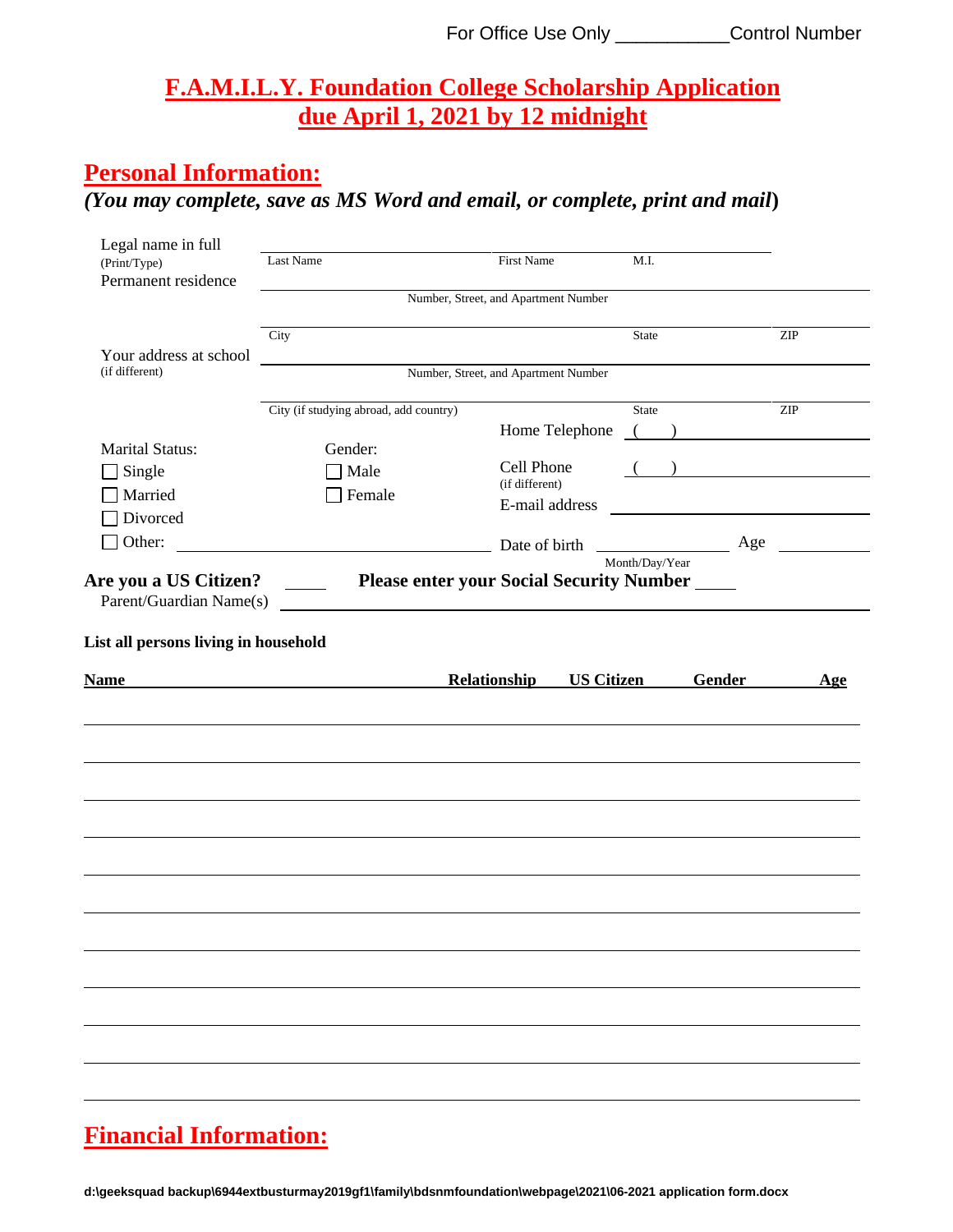For Office Use Only ___________Control Number

# F.A.M.I.L.Y. Foundation College Scholarship Application due April 1, 2021 by 12 midnight

## Personal Information:

***(You may complete, save as MS Word and email, or complete, print and mail)***

Legal name in full (Print/Type) ______________________________
Last Name First Name M.I.

Permanent residence ______________________________
Number, Street, and Apartment Number

______________________________
City State ZIP

Your address at school (if different) ______________________________
Number, Street, and Apartment Number

______________________________
City (if studying abroad, add country) State ZIP

Home Telephone ( ) ______________

Marital Status:
- ☐ Single
- ☐ Married
- ☐ Divorced
- ☐ Other: ______________

Gender:
- ☐ Male
- ☐ Female

Cell Phone (if different) ( ) ______________

E-mail address ______________

Date of birth ______________ Age ______
Month/Day/Year

**Are you a US Citizen?** ____ **Please enter your Social Security Number** ____

Parent/Guardian Name(s) ______________________________

**List all persons living in household**

| Name | Relationship | US Citizen | Gender | Age |
|---|---|---|---|---|
| | | | | |
| | | | | |
| | | | | |
| | | | | |
| | | | | |
| | | | | |
| | | | | |
| | | | | |
| | | | | |
| | | | | |
| | | | | |

## Financial Information:

**d:\geeksquad backup\6944extbusturmay2019gf1\family\bdsnmfoundation\webpage\2021\06-2021 application form.docx**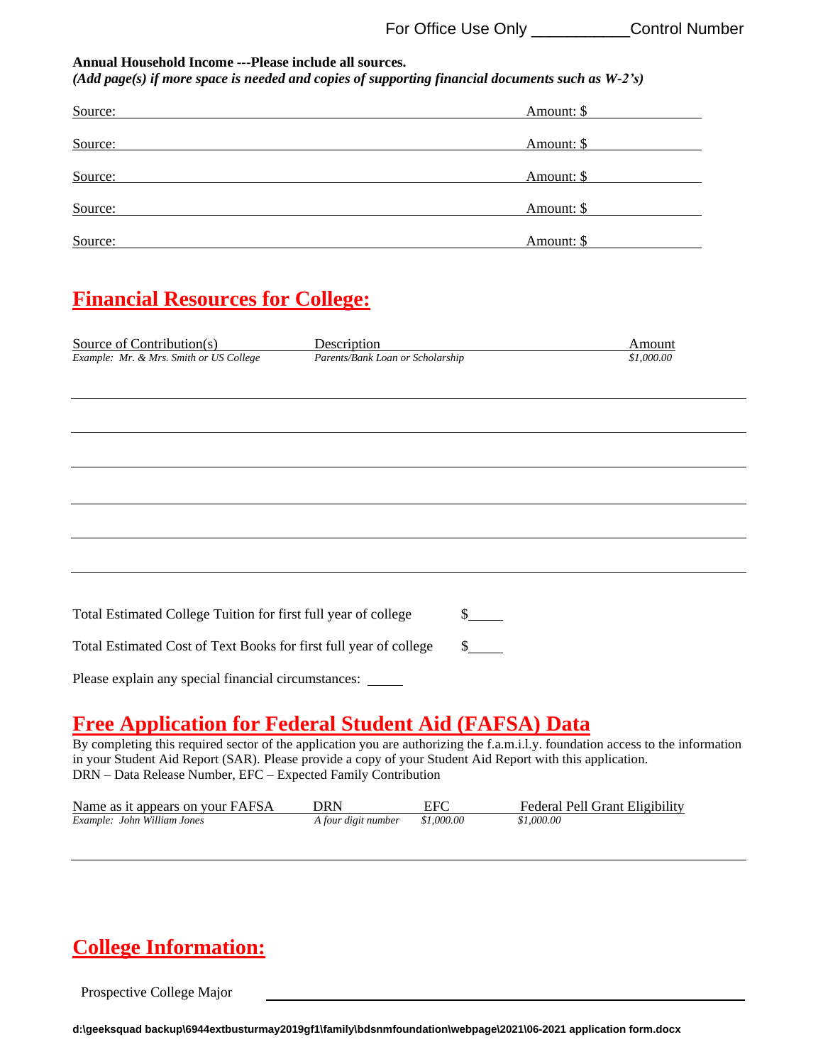For Office Use Only ___________Control Number

**Annual Household Income ---Please include all sources.**
***(Add page(s) if more space is needed and copies of supporting financial documents such as W-2's)***

Source: ______________________________ Amount: $ __________

Source: ______________________________ Amount: $ __________

Source: ______________________________ Amount: $ __________

Source: ______________________________ Amount: $ __________

Source: ______________________________ Amount: $ __________

## Financial Resources for College:

| Source of Contribution(s) | Description | Amount |
|---|---|---|
| *Example: Mr. & Mrs. Smith or US College* | *Parents/Bank Loan or Scholarship* | *$1,000.00* |
| | | |
| | | |
| | | |
| | | |
| | | |
| | | |

Total Estimated College Tuition for first full year of college $_____

Total Estimated Cost of Text Books for first full year of college $_____

Please explain any special financial circumstances: _____

## Free Application for Federal Student Aid (FAFSA) Data

By completing this required sector of the application you are authorizing the f.a.m.i.l.y. foundation access to the information in your Student Aid Report (SAR). Please provide a copy of your Student Aid Report with this application.
DRN – Data Release Number, EFC – Expected Family Contribution

| Name as it appears on your FAFSA | DRN | EFC | Federal Pell Grant Eligibility |
|---|---|---|---|
| *Example: John William Jones* | *A four digit number* | *$1,000.00* | *$1,000.00* |
| | | | |

## College Information:

Prospective College Major ______________________________

**d:\geeksquad backup\6944extbusturmay2019gf1\family\bdsnmfoundation\webpage\2021\06-2021 application form.docx**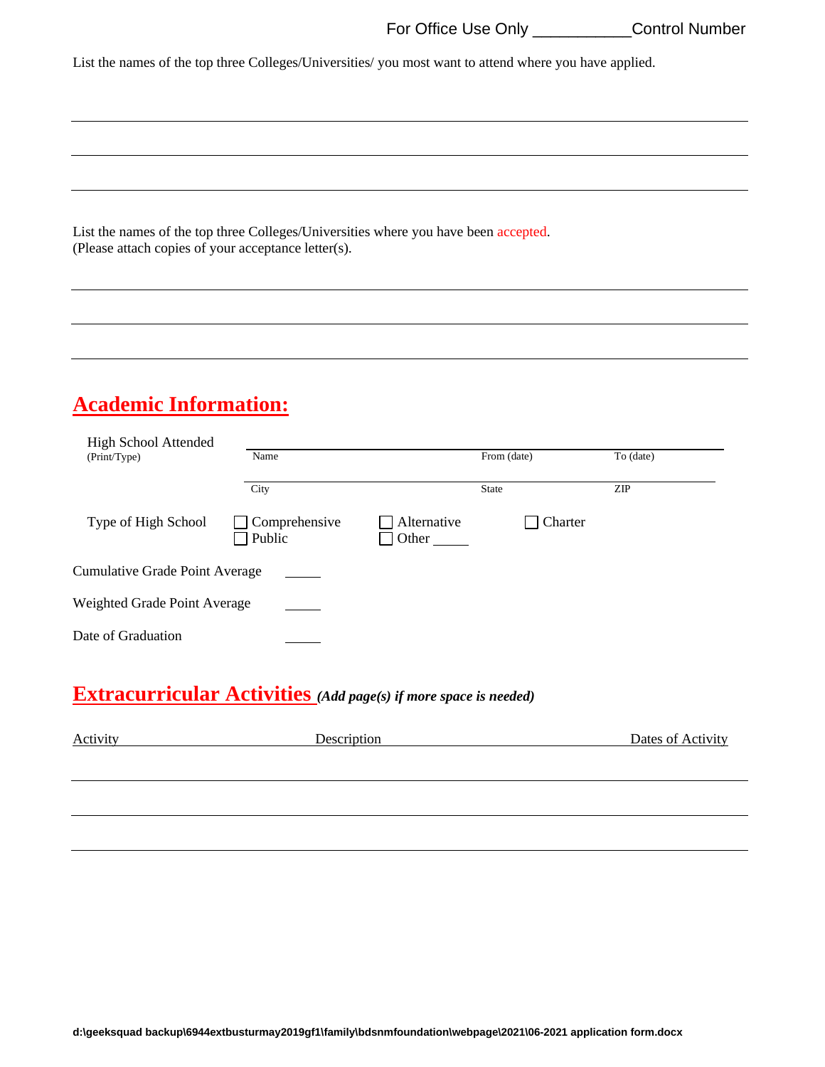For Office Use Only ___________Control Number

List the names of the top three Colleges/Universities/ you most want to attend where you have applied.

_______________________________________________

_______________________________________________

_______________________________________________

List the names of the top three Colleges/Universities where you have been accepted.
(Please attach copies of your acceptance letter(s).

_______________________________________________

_______________________________________________

_______________________________________________

## Academic Information:

High School Attended
(Print/Type)

| Name | From (date) | To (date) |
|---|---|---|
| City | State | ZIP |

Type of High School ☐ Comprehensive ☐ Public ☐ Alternative ☐ Other _____ ☐ Charter

Cumulative Grade Point Average _____

Weighted Grade Point Average _____

Date of Graduation _____

## Extracurricular Activities *(Add page(s) if more space is needed)*

| Activity | Description | Dates of Activity |
|---|---|---|
| | | |
| | | |
| | | |

**d:\geeksquad backup\6944extbusturmay2019gf1\family\bdsnmfoundation\webpage\2021\06-2021 application form.docx**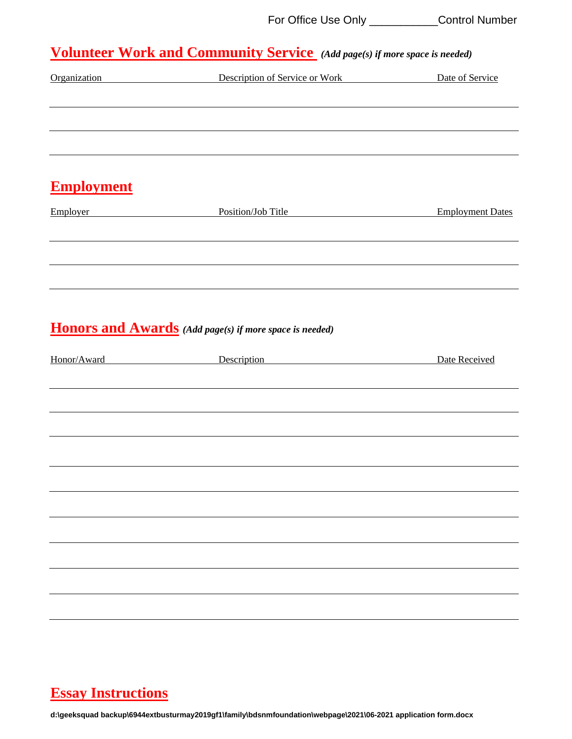For Office Use Only ___________Control Number

## Volunteer Work and Community Service *(Add page(s) if more space is needed)*

| Organization | Description of Service or Work | Date of Service |
|---|---|---|
| | | |
| | | |
| | | |

## Employment

| Employer | Position/Job Title | Employment Dates |
|---|---|---|
| | | |
| | | |
| | | |

## Honors and Awards *(Add page(s) if more space is needed)*

| Honor/Award | Description | Date Received |
|---|---|---|
| | | |
| | | |
| | | |
| | | |
| | | |
| | | |
| | | |
| | | |
| | | |
| | | |

## Essay Instructions

**d:\geeksquad backup\6944extbusturmay2019gf1\family\bdsnmfoundation\webpage\2021\06-2021 application form.docx**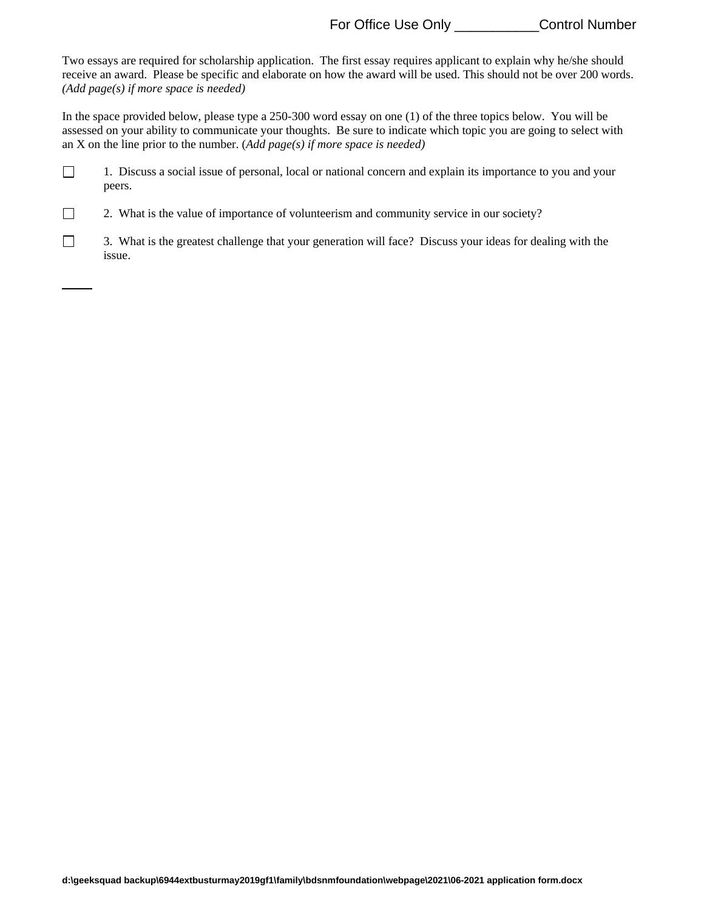For Office Use Only ___________Control Number

Two essays are required for scholarship application. The first essay requires applicant to explain why he/she should receive an award. Please be specific and elaborate on how the award will be used. This should not be over 200 words. *(Add page(s) if more space is needed)*

In the space provided below, please type a 250-300 word essay on one (1) of the three topics below. You will be assessed on your ability to communicate your thoughts. Be sure to indicate which topic you are going to select with an X on the line prior to the number. (*Add page(s) if more space is needed)*

☐ 1. Discuss a social issue of personal, local or national concern and explain its importance to you and your peers.

☐ 2. What is the value of importance of volunteerism and community service in our society?

☐ 3. What is the greatest challenge that your generation will face? Discuss your ideas for dealing with the issue.

____

**d:\geeksquad backup\6944extbusturmay2019gf1\family\bdsnmfoundation\webpage\2021\06-2021 application form.docx**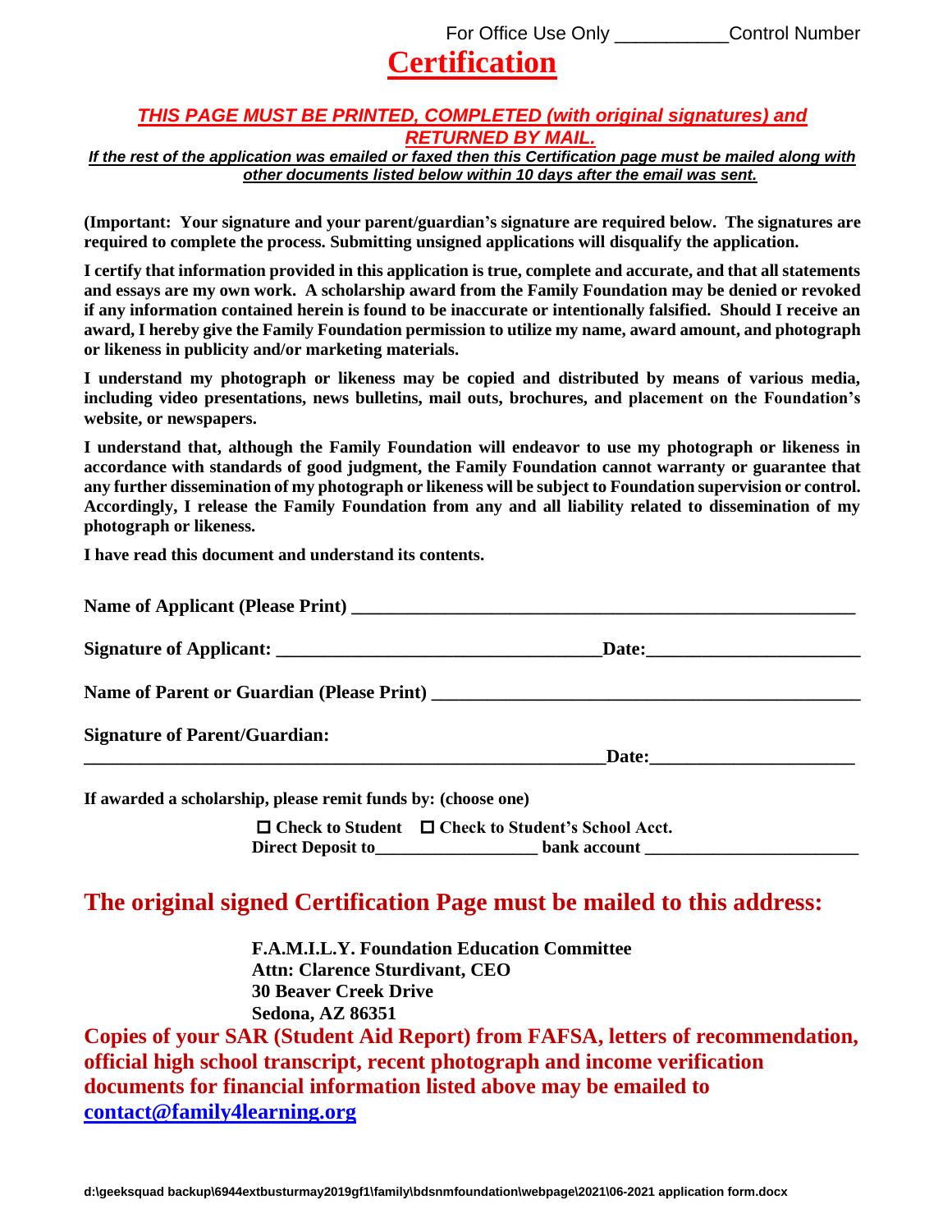For Office Use Only ___________Control Number

# Certification

***THIS PAGE MUST BE PRINTED, COMPLETED (with original signatures) and RETURNED BY MAIL.***

***If the rest of the application was emailed or faxed then this Certification page must be mailed along with other documents listed below within 10 days after the email was sent.***

**(Important: Your signature and your parent/guardian's signature are required below. The signatures are required to complete the process. Submitting unsigned applications will disqualify the application.**

**I certify that information provided in this application is true, complete and accurate, and that all statements and essays are my own work. A scholarship award from the Family Foundation may be denied or revoked if any information contained herein is found to be inaccurate or intentionally falsified. Should I receive an award, I hereby give the Family Foundation permission to utilize my name, award amount, and photograph or likeness in publicity and/or marketing materials.**

**I understand my photograph or likeness may be copied and distributed by means of various media, including video presentations, news bulletins, mail outs, brochures, and placement on the Foundation's website, or newspapers.**

**I understand that, although the Family Foundation will endeavor to use my photograph or likeness in accordance with standards of good judgment, the Family Foundation cannot warranty or guarantee that any further dissemination of my photograph or likeness will be subject to Foundation supervision or control. Accordingly, I release the Family Foundation from any and all liability related to dissemination of my photograph or likeness.**

**I have read this document and understand its contents.**

**Name of Applicant (Please Print)** _______________________________________________

**Signature of Applicant:** ___________________________________ **Date:** _______________________

**Name of Parent or Guardian (Please Print)** _______________________________________________

**Signature of Parent/Guardian:**
_____________________________________________________________ **Date:** ______________________

**If awarded a scholarship, please remit funds by: (choose one)**

☐ **Check to Student** ☐ **Check to Student's School Acct.**
**Direct Deposit to**__________________ **bank account** ________________________

## The original signed Certification Page must be mailed to this address:

**F.A.M.I.L.Y. Foundation Education Committee**
**Attn: Clarence Sturdivant, CEO**
**30 Beaver Creek Drive**
**Sedona, AZ 86351**

**Copies of your SAR (Student Aid Report) from FAFSA, letters of recommendation, official high school transcript, recent photograph and income verification documents for financial information listed above may be emailed to [contact@family4learning.org](mailto:contact@family4learning.org)**

**d:\geeksquad backup\6944extbusturmay2019gf1\family\bdsnmfoundation\webpage\2021\06-2021 application form.docx**